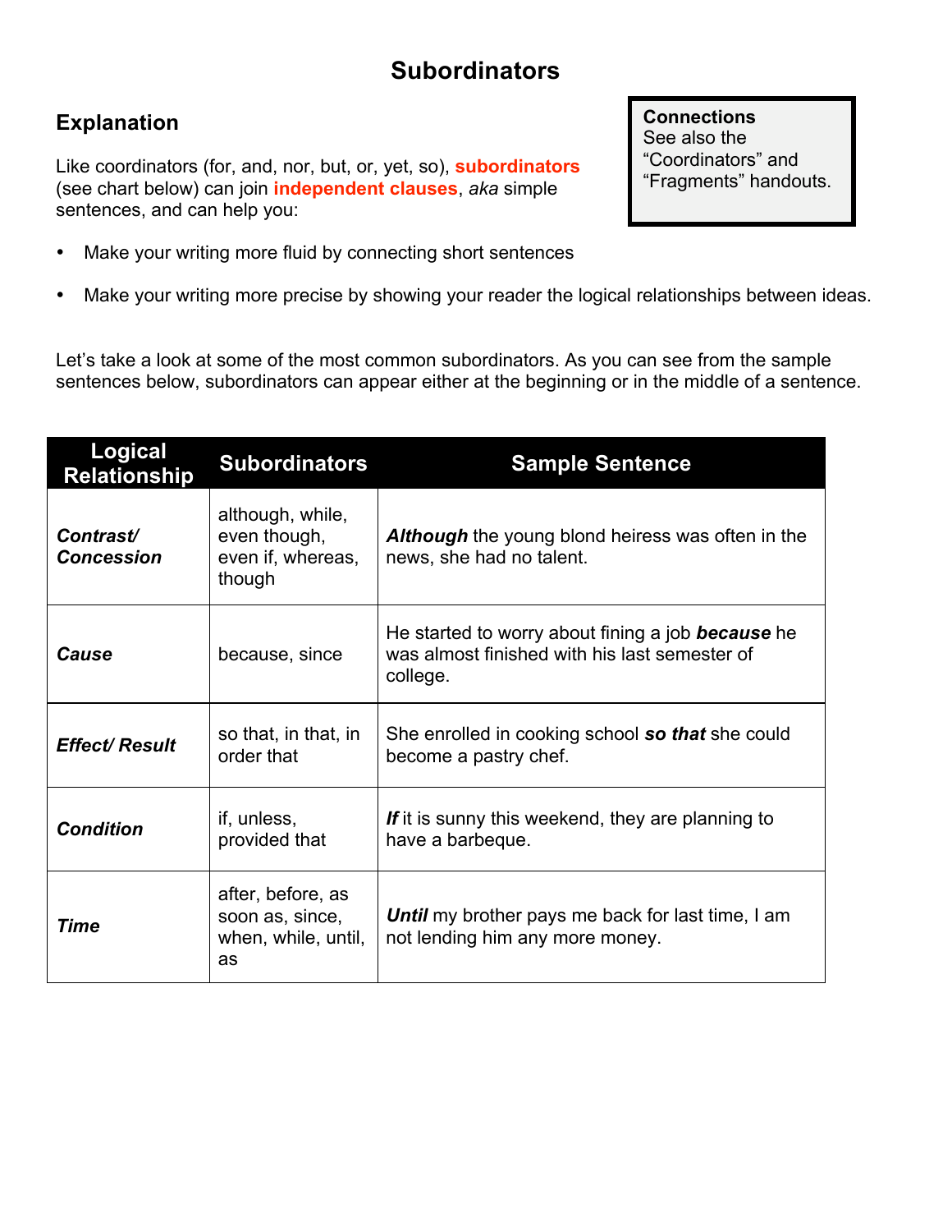# Subordinators

## Explanation

**Connections**
See also the "Coordinators" and "Fragments" handouts.

Like coordinators (for, and, nor, but, or, yet, so), **subordinators** (see chart below) can join **independent clauses**, *aka* simple sentences, and can help you:

- Make your writing more fluid by connecting short sentences
- Make your writing more precise by showing your reader the logical relationships between ideas.

Let's take a look at some of the most common subordinators. As you can see from the sample sentences below, subordinators can appear either at the beginning or in the middle of a sentence.

| Logical Relationship | Subordinators | Sample Sentence |
|---|---|---|
| ***Contrast/ Concession*** | although, while, even though, even if, whereas, though | ***Although*** the young blond heiress was often in the news, she had no talent. |
| ***Cause*** | because, since | He started to worry about fining a job ***because*** he was almost finished with his last semester of college. |
| ***Effect/ Result*** | so that, in that, in order that | She enrolled in cooking school ***so that*** she could become a pastry chef. |
| ***Condition*** | if, unless, provided that | ***If*** it is sunny this weekend, they are planning to have a barbeque. |
| ***Time*** | after, before, as soon as, since, when, while, until, as | ***Until*** my brother pays me back for last time, I am not lending him any more money. |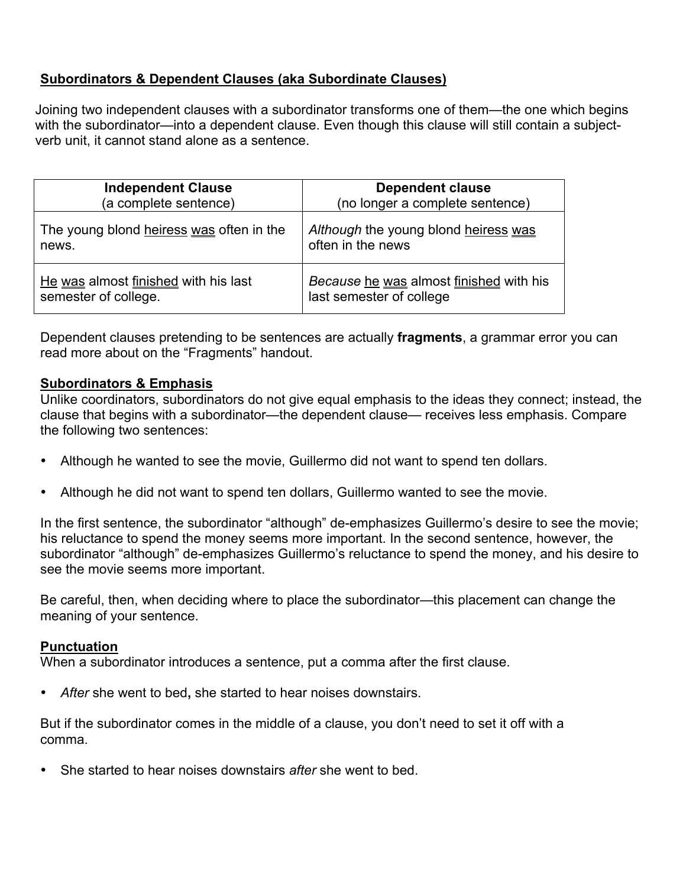**Subordinators & Dependent Clauses (aka Subordinate Clauses)**

Joining two independent clauses with a subordinator transforms one of them—the one which begins with the subordinator—into a dependent clause. Even though this clause will still contain a subject-verb unit, it cannot stand alone as a sentence.

| **Independent Clause**<br>(a complete sentence) | **Dependent clause**<br>(no longer a complete sentence) |
|---|---|
| The young blond heiress was often in the news. | *Although* the young blond heiress was often in the news |
| He was almost finished with his last semester of college. | *Because* he was almost finished with his last semester of college |

Dependent clauses pretending to be sentences are actually **fragments**, a grammar error you can read more about on the "Fragments" handout.

**Subordinators & Emphasis**

Unlike coordinators, subordinators do not give equal emphasis to the ideas they connect; instead, the clause that begins with a subordinator—the dependent clause— receives less emphasis. Compare the following two sentences:

- Although he wanted to see the movie, Guillermo did not want to spend ten dollars.
- Although he did not want to spend ten dollars, Guillermo wanted to see the movie.

In the first sentence, the subordinator "although" de-emphasizes Guillermo's desire to see the movie; his reluctance to spend the money seems more important. In the second sentence, however, the subordinator "although" de-emphasizes Guillermo's reluctance to spend the money, and his desire to see the movie seems more important.

Be careful, then, when deciding where to place the subordinator—this placement can change the meaning of your sentence.

**Punctuation**

When a subordinator introduces a sentence, put a comma after the first clause.

- *After* she went to bed**,** she started to hear noises downstairs.

But if the subordinator comes in the middle of a clause, you don't need to set it off with a comma.

- She started to hear noises downstairs *after* she went to bed.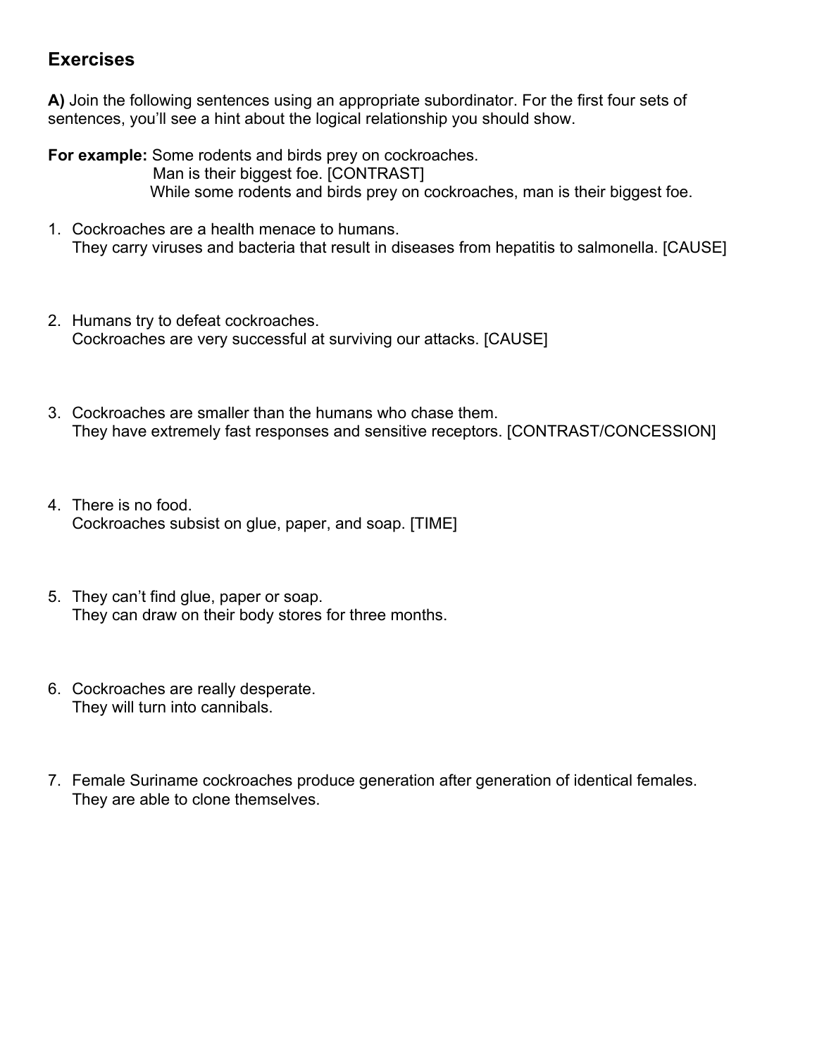## Exercises

**A)** Join the following sentences using an appropriate subordinator. For the first four sets of sentences, you'll see a hint about the logical relationship you should show.

**For example:** Some rodents and birds prey on cockroaches.
Man is their biggest foe. [CONTRAST]
While some rodents and birds prey on cockroaches, man is their biggest foe.

1. Cockroaches are a health menace to humans.
   They carry viruses and bacteria that result in diseases from hepatitis to salmonella. [CAUSE]

2. Humans try to defeat cockroaches.
   Cockroaches are very successful at surviving our attacks. [CAUSE]

3. Cockroaches are smaller than the humans who chase them.
   They have extremely fast responses and sensitive receptors. [CONTRAST/CONCESSION]

4. There is no food.
   Cockroaches subsist on glue, paper, and soap. [TIME]

5. They can't find glue, paper or soap.
   They can draw on their body stores for three months.

6. Cockroaches are really desperate.
   They will turn into cannibals.

7. Female Suriname cockroaches produce generation after generation of identical females.
   They are able to clone themselves.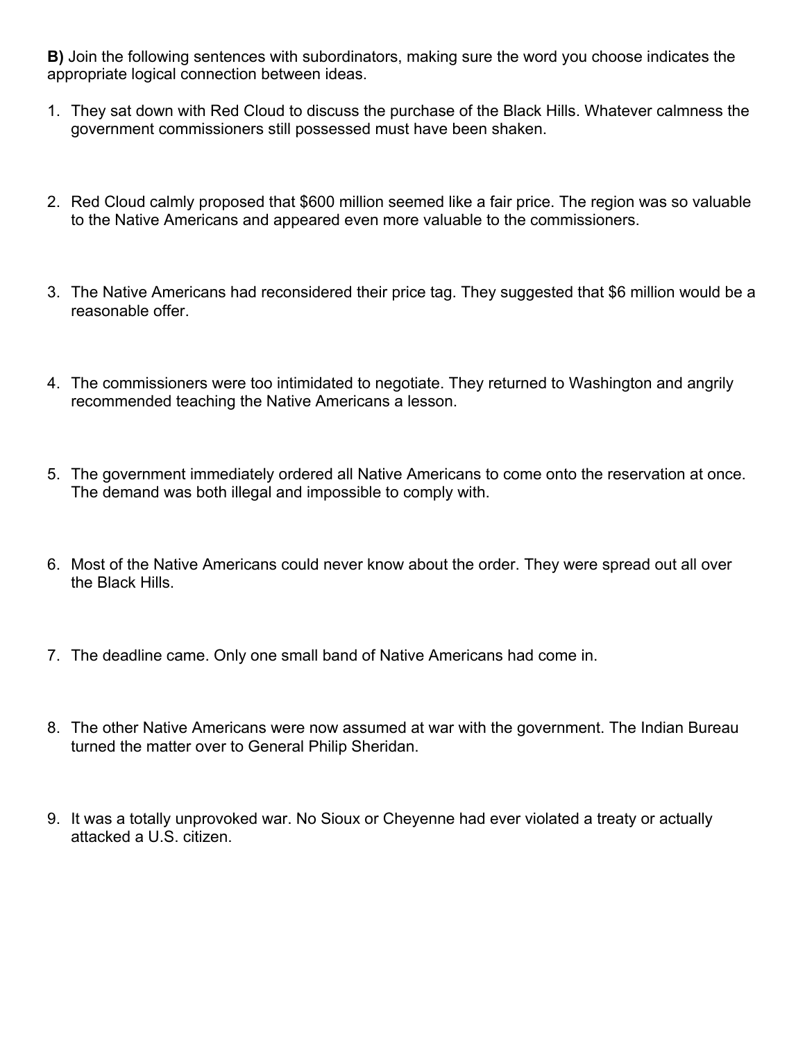**B)** Join the following sentences with subordinators, making sure the word you choose indicates the appropriate logical connection between ideas.

1. They sat down with Red Cloud to discuss the purchase of the Black Hills. Whatever calmness the government commissioners still possessed must have been shaken.

2. Red Cloud calmly proposed that $600 million seemed like a fair price. The region was so valuable to the Native Americans and appeared even more valuable to the commissioners.

3. The Native Americans had reconsidered their price tag. They suggested that $6 million would be a reasonable offer.

4. The commissioners were too intimidated to negotiate. They returned to Washington and angrily recommended teaching the Native Americans a lesson.

5. The government immediately ordered all Native Americans to come onto the reservation at once. The demand was both illegal and impossible to comply with.

6. Most of the Native Americans could never know about the order. They were spread out all over the Black Hills.

7. The deadline came. Only one small band of Native Americans had come in.

8. The other Native Americans were now assumed at war with the government. The Indian Bureau turned the matter over to General Philip Sheridan.

9. It was a totally unprovoked war. No Sioux or Cheyenne had ever violated a treaty or actually attacked a U.S. citizen.